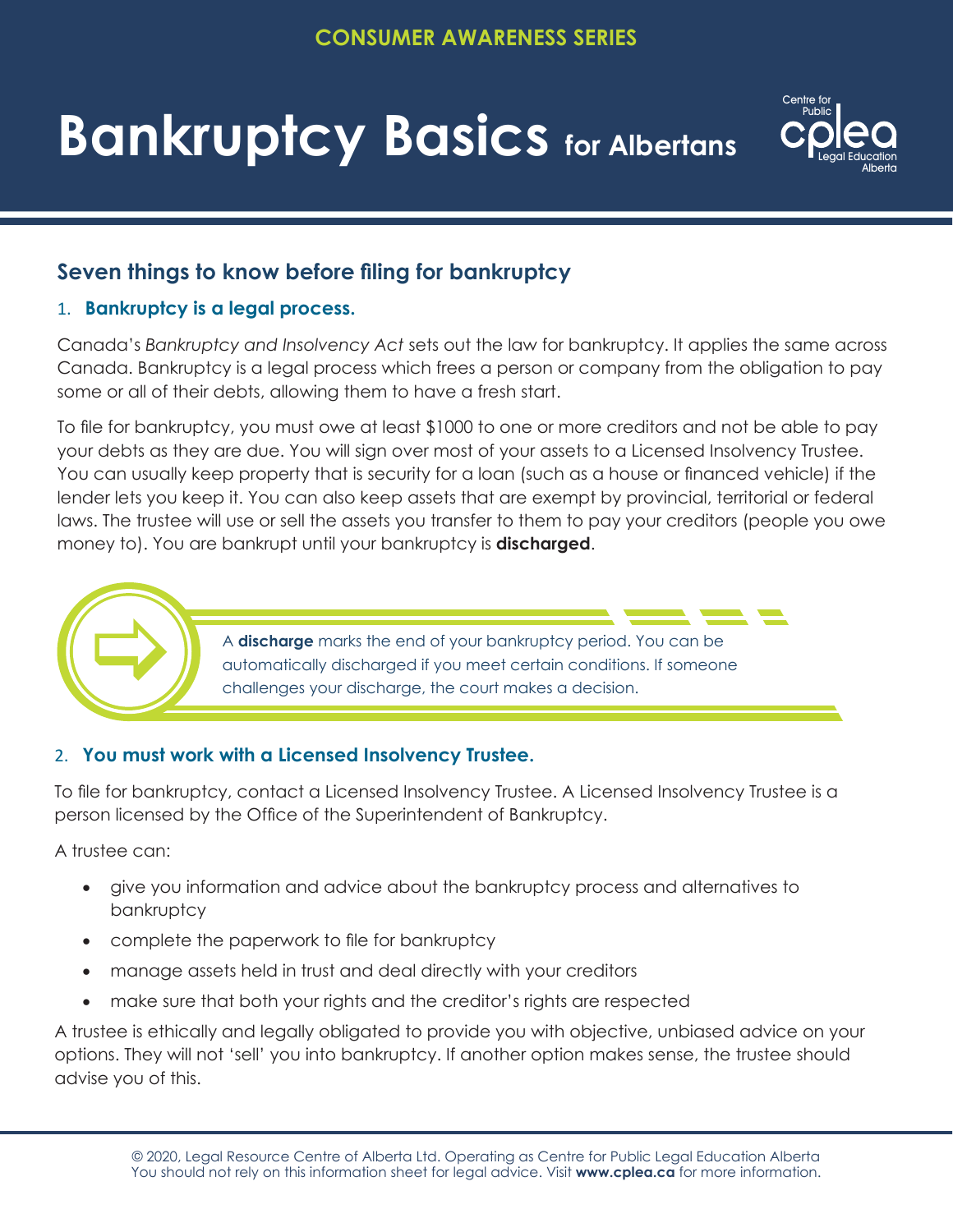CONSUMER AWARENESS SERIES

# Bankruptcy Basics for Albertans

## Seven things to know before filing for bankruptcy

### 1. Bankruptcy is a legal process.

Canada's *Bankruptcy and Insolvency Act* sets out the law for bankruptcy. It applies the same across Canada. Bankruptcy is a legal process which frees a person or company from the obligation to pay some or all of their debts, allowing them to have a fresh start.

To file for bankruptcy, you must owe at least $1000 to one or more creditors and not be able to pay your debts as they are due. You will sign over most of your assets to a Licensed Insolvency Trustee. You can usually keep property that is security for a loan (such as a house or financed vehicle) if the lender lets you keep it. You can also keep assets that are exempt by provincial, territorial or federal laws. The trustee will use or sell the assets you transfer to them to pay your creditors (people you owe money to). You are bankrupt until your bankruptcy is **discharged**.

> A **discharge** marks the end of your bankruptcy period. You can be automatically discharged if you meet certain conditions. If someone challenges your discharge, the court makes a decision.

### 2. You must work with a Licensed Insolvency Trustee.

To file for bankruptcy, contact a Licensed Insolvency Trustee. A Licensed Insolvency Trustee is a person licensed by the Office of the Superintendent of Bankruptcy.

A trustee can:

- give you information and advice about the bankruptcy process and alternatives to bankruptcy
- complete the paperwork to file for bankruptcy
- manage assets held in trust and deal directly with your creditors
- make sure that both your rights and the creditor's rights are respected

A trustee is ethically and legally obligated to provide you with objective, unbiased advice on your options. They will not 'sell' you into bankruptcy. If another option makes sense, the trustee should advise you of this.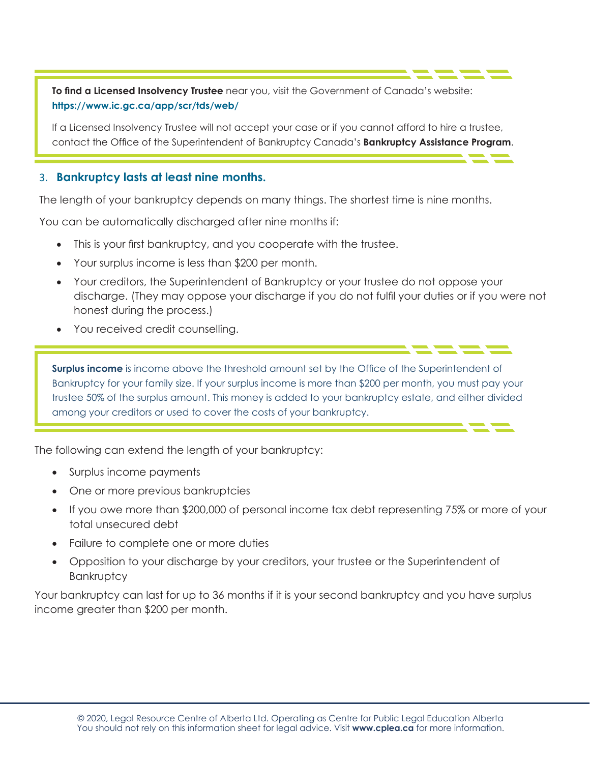**To find a Licensed Insolvency Trustee** near you, visit the Government of Canada's website: **https://www.ic.gc.ca/app/scr/tds/web/**

If a Licensed Insolvency Trustee will not accept your case or if you cannot afford to hire a trustee, contact the Office of the Superintendent of Bankruptcy Canada's **Bankruptcy Assistance Program**.

### 3. Bankruptcy lasts at least nine months.

The length of your bankruptcy depends on many things. The shortest time is nine months.

You can be automatically discharged after nine months if:

- This is your first bankruptcy, and you cooperate with the trustee.
- Your surplus income is less than $200 per month.
- Your creditors, the Superintendent of Bankruptcy or your trustee do not oppose your discharge. (They may oppose your discharge if you do not fulfil your duties or if you were not honest during the process.)
- You received credit counselling.

**Surplus income** is income above the threshold amount set by the Office of the Superintendent of Bankruptcy for your family size. If your surplus income is more than $200 per month, you must pay your trustee 50% of the surplus amount. This money is added to your bankruptcy estate, and either divided among your creditors or used to cover the costs of your bankruptcy.

The following can extend the length of your bankruptcy:

- Surplus income payments
- One or more previous bankruptcies
- If you owe more than $200,000 of personal income tax debt representing 75% or more of your total unsecured debt
- Failure to complete one or more duties
- Opposition to your discharge by your creditors, your trustee or the Superintendent of Bankruptcy

Your bankruptcy can last for up to 36 months if it is your second bankruptcy and you have surplus income greater than $200 per month.

© 2020, Legal Resource Centre of Alberta Ltd. Operating as Centre for Public Legal Education Alberta
You should not rely on this information sheet for legal advice. Visit **www.cplea.ca** for more information.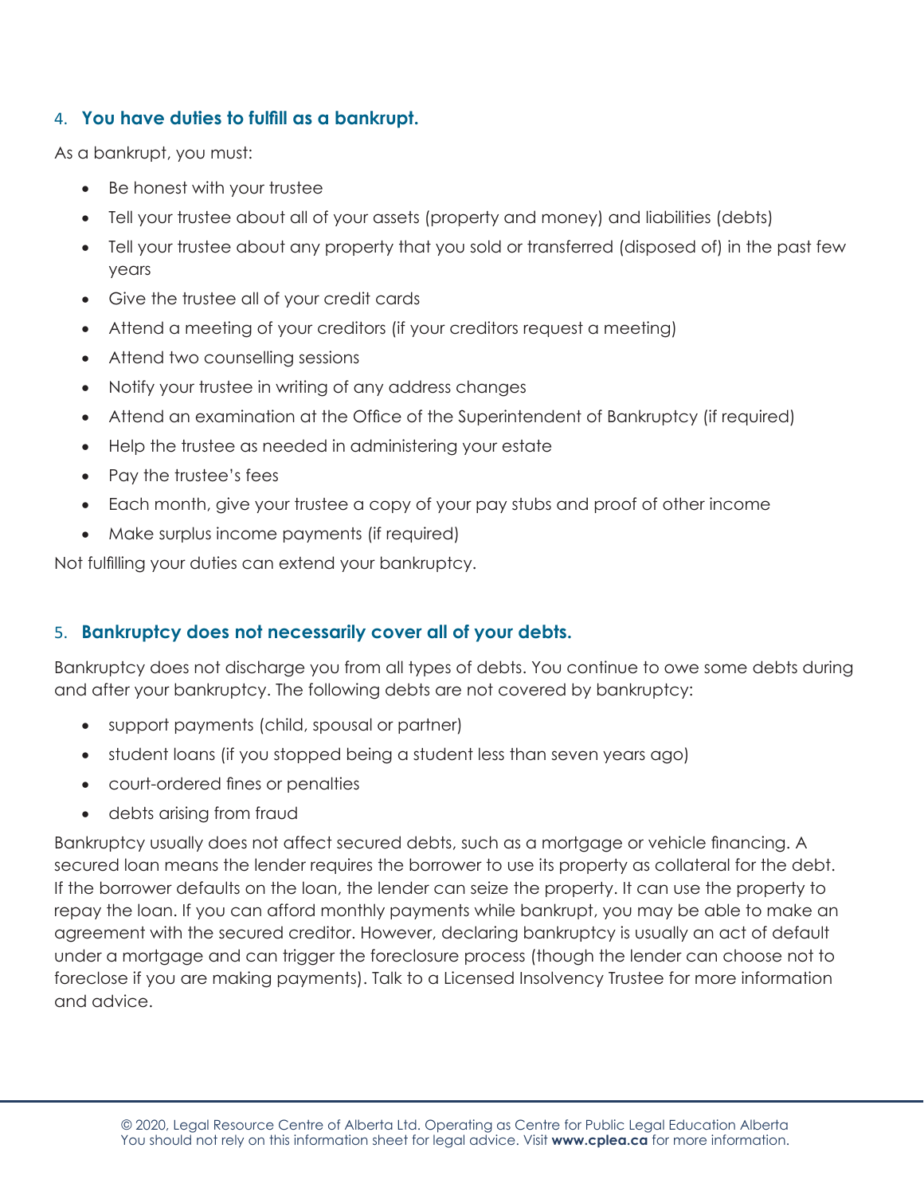### 4. **You have duties to fulfill as a bankrupt.**

As a bankrupt, you must:

- Be honest with your trustee
- Tell your trustee about all of your assets (property and money) and liabilities (debts)
- Tell your trustee about any property that you sold or transferred (disposed of) in the past few years
- Give the trustee all of your credit cards
- Attend a meeting of your creditors (if your creditors request a meeting)
- Attend two counselling sessions
- Notify your trustee in writing of any address changes
- Attend an examination at the Office of the Superintendent of Bankruptcy (if required)
- Help the trustee as needed in administering your estate
- Pay the trustee's fees
- Each month, give your trustee a copy of your pay stubs and proof of other income
- Make surplus income payments (if required)

Not fulfilling your duties can extend your bankruptcy.

### 5. **Bankruptcy does not necessarily cover all of your debts.**

Bankruptcy does not discharge you from all types of debts. You continue to owe some debts during and after your bankruptcy. The following debts are not covered by bankruptcy:

- support payments (child, spousal or partner)
- student loans (if you stopped being a student less than seven years ago)
- court-ordered fines or penalties
- debts arising from fraud

Bankruptcy usually does not affect secured debts, such as a mortgage or vehicle financing. A secured loan means the lender requires the borrower to use its property as collateral for the debt. If the borrower defaults on the loan, the lender can seize the property. It can use the property to repay the loan. If you can afford monthly payments while bankrupt, you may be able to make an agreement with the secured creditor. However, declaring bankruptcy is usually an act of default under a mortgage and can trigger the foreclosure process (though the lender can choose not to foreclose if you are making payments). Talk to a Licensed Insolvency Trustee for more information and advice.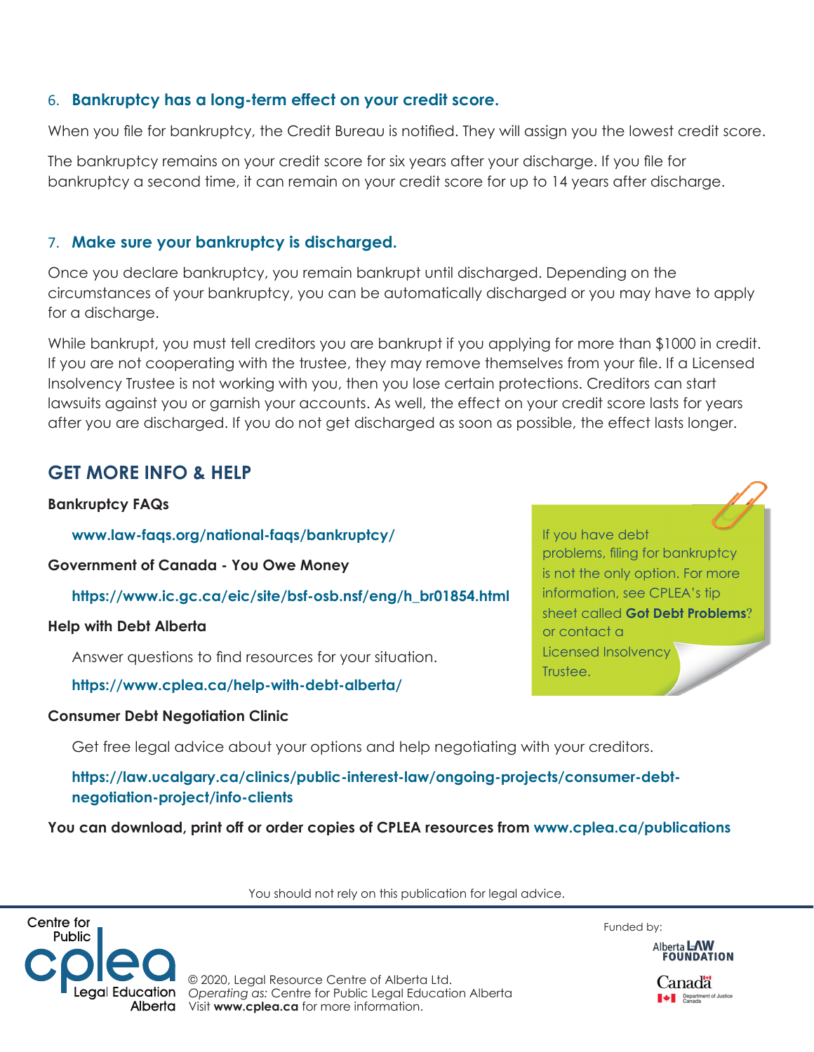### 6. Bankruptcy has a long-term effect on your credit score.

When you file for bankruptcy, the Credit Bureau is notified. They will assign you the lowest credit score.

The bankruptcy remains on your credit score for six years after your discharge. If you file for bankruptcy a second time, it can remain on your credit score for up to 14 years after discharge.

### 7. Make sure your bankruptcy is discharged.

Once you declare bankruptcy, you remain bankrupt until discharged. Depending on the circumstances of your bankruptcy, you can be automatically discharged or you may have to apply for a discharge.

While bankrupt, you must tell creditors you are bankrupt if you applying for more than $1000 in credit. If you are not cooperating with the trustee, they may remove themselves from your file. If a Licensed Insolvency Trustee is not working with you, then you lose certain protections. Creditors can start lawsuits against you or garnish your accounts. As well, the effect on your credit score lasts for years after you are discharged. If you do not get discharged as soon as possible, the effect lasts longer.

## GET MORE INFO & HELP

**Bankruptcy FAQs**

**www.law-faqs.org/national-faqs/bankruptcy/**

**Government of Canada - You Owe Money**

**https://www.ic.gc.ca/eic/site/bsf-osb.nsf/eng/h_br01854.html**

**Help with Debt Alberta**

Answer questions to find resources for your situation.

**https://www.cplea.ca/help-with-debt-alberta/**

**Consumer Debt Negotiation Clinic**

Get free legal advice about your options and help negotiating with your creditors.

**https://law.ucalgary.ca/clinics/public-interest-law/ongoing-projects/consumer-debt-negotiation-project/info-clients**

If you have debt problems, filing for bankruptcy is not the only option. For more information, see CPLEA's tip sheet called **Got Debt Problems**? or contact a Licensed Insolvency Trustee.

**You can download, print off or order copies of CPLEA resources from www.cplea.ca/publications**

You should not rely on this publication for legal advice.

© 2020, Legal Resource Centre of Alberta Ltd.
*Operating as:* Centre for Public Legal Education Alberta
Visit **www.cplea.ca** for more information.

Funded by: Alberta Law Foundation; Canada, Department of Justice Canada